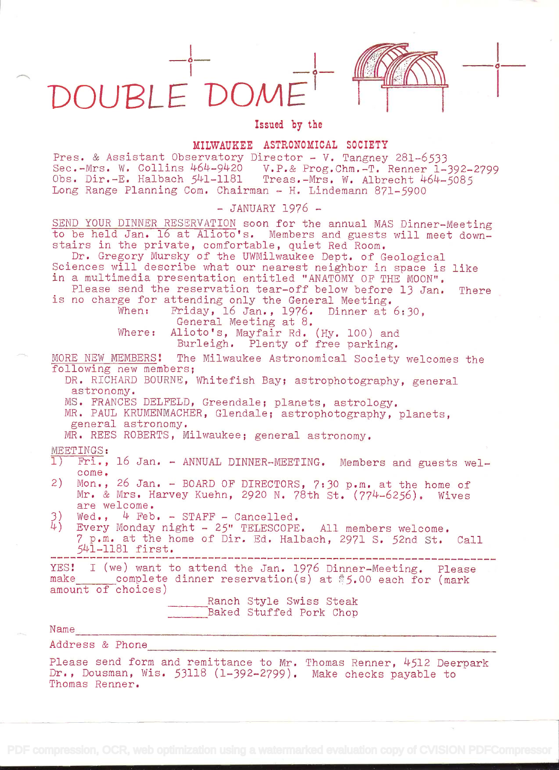# DOUBLE DOME

Issued by the

**MILWAUKEE ASTRONOMICAL SOCIETY**

Pres. & Assistant Observatory Director - V. Tangney 281-6533
Sec.-Mrs. W. Collins 464-9420  V.P.& Prog.Chm.-T. Renner 1-392-2799
Obs. Dir.-E. Halbach 541-1181  Treas.-Mrs. W. Albrecht 464-5085
Long Range Planning Com. Chairman - H. Lindemann 871-5900

\- JANUARY 1976 -

SEND YOUR DINNER RESERVATION soon for the annual MAS Dinner-Meeting to be held Jan. 16 at Alioto's. Members and guests will meet downstairs in the private, comfortable, quiet Red Room.

Dr. Gregory Mursky of the UWMilwaukee Dept. of Geological Sciences will describe what our nearest neighbor in space is like in a multimedia presentation entitled "ANATOMY OF THE MOON".

Please send the reservation tear-off below before 13 Jan. There is no charge for attending only the General Meeting.

When: Friday, 16 Jan., 1976. Dinner at 6:30, General Meeting at 8.

Where: Alioto's, Mayfair Rd. (Hy. 100) and Burleigh. Plenty of free parking.

MORE NEW MEMBERS! The Milwaukee Astronomical Society welcomes the following new members;

DR. RICHARD BOURNE, Whitefish Bay; astrophotography, general astronomy.
MS. FRANCES DELFELD, Greendale; planets, astrology.
MR. PAUL KRUMENMACHER, Glendale; astrophotography, planets, general astronomy.
MR. REES ROBERTS, Milwaukee; general astronomy.

MEETINGS:

1) Fri., 16 Jan. - ANNUAL DINNER-MEETING. Members and guests welcome.
2) Mon., 26 Jan. - BOARD OF DIRECTORS, 7:30 p.m. at the home of Mr. & Mrs. Harvey Kuehn, 2920 N. 78th St. (774-6256). Wives are welcome.
3) Wed., 4 Feb. - STAFF - Cancelled.
4) Every Monday night - 25" TELESCOPE. All members welcome. 7 p.m. at the home of Dir. Ed. Halbach, 2971 S. 52nd St. Call 541-1181 first.

---

YES! I (we) want to attend the Jan. 1976 Dinner-Meeting. Please make\_\_\_\_\_complete dinner reservation(s) at $5.00 each for (mark amount of choices)

\_\_\_\_\_\_Ranch Style Swiss Steak
\_\_\_\_\_\_Baked Stuffed Pork Chop

Name\_\_\_\_\_\_\_\_\_\_\_\_\_\_\_\_\_\_\_\_\_\_\_\_\_\_\_\_\_\_\_\_\_\_\_\_\_\_\_\_

Address & Phone\_\_\_\_\_\_\_\_\_\_\_\_\_\_\_\_\_\_\_\_\_\_\_\_\_\_\_\_\_\_\_\_\_\_

Please send form and remittance to Mr. Thomas Renner, 4512 Deerpark Dr., Dousman, Wis. 53118 (1-392-2799). Make checks payable to Thomas Renner.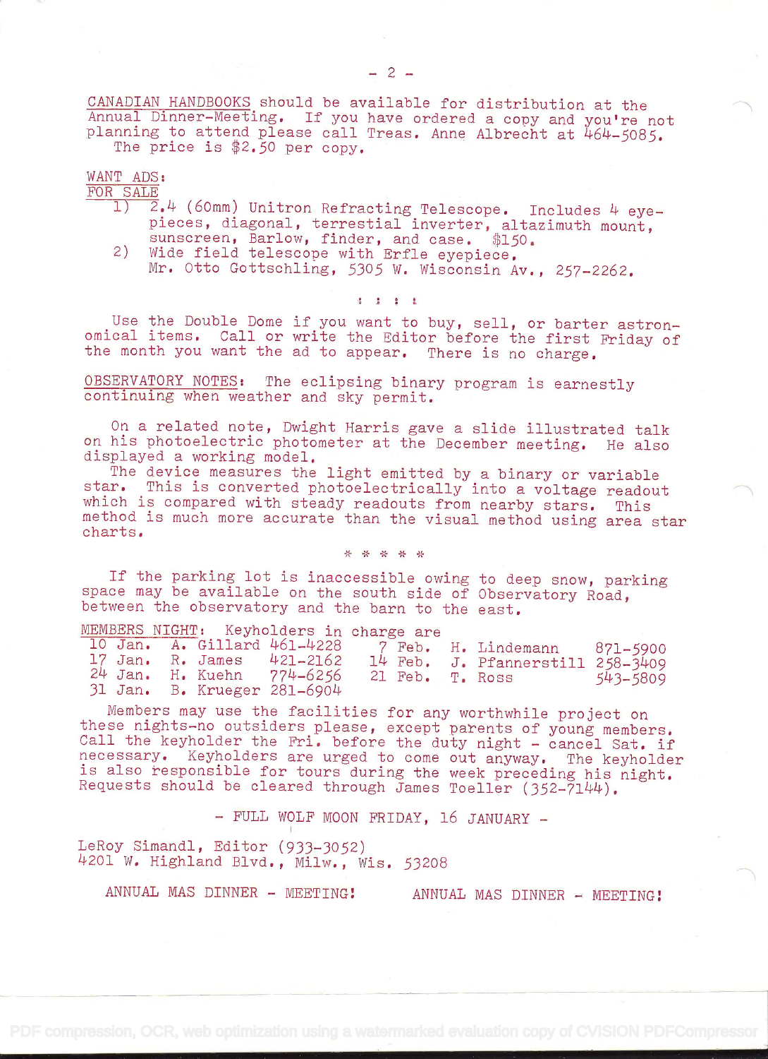CANADIAN HANDBOOKS should be available for distribution at the Annual Dinner-Meeting. If you have ordered a copy and you're not planning to attend please call Treas. Anne Albrecht at 464-5085. The price is $2.50 per copy.

WANT ADS:

FOR SALE

1) 2.4 (60mm) Unitron Refracting Telescope. Includes 4 eyepieces, diagonal, terrestial inverter, altazimuth mount, sunscreen, Barlow, finder, and case. $150.
2) Wide field telescope with Erfle eyepiece.
   Mr. Otto Gottschling, 5305 W. Wisconsin Av., 257-2262.

: : : :

Use the Double Dome if you want to buy, sell, or barter astronomical items. Call or write the Editor before the first Friday of the month you want the ad to appear. There is no charge.

OBSERVATORY NOTES: The eclipsing binary program is earnestly continuing when weather and sky permit.

On a related note, Dwight Harris gave a slide illustrated talk on his photoelectric photometer at the December meeting. He also displayed a working model.

The device measures the light emitted by a binary or variable star. This is converted photoelectrically into a voltage readout which is compared with steady readouts from nearby stars. This method is much more accurate than the visual method using area star charts.

* * * * *

If the parking lot is inaccessible owing to deep snow, parking space may be available on the south side of Observatory Road, between the observatory and the barn to the east.

MEMBERS NIGHT: Keyholders in charge are

| | | | | | |
|---|---|---|---|---|---|
| 10 Jan. | A. Gillard | 461-4228 | 7 Feb. | H. Lindemann | 871-5900 |
| 17 Jan. | R. James | 421-2162 | 14 Feb. | J. Pfannerstill | 258-3409 |
| 24 Jan. | H. Kuehn | 774-6256 | 21 Feb. | T. Ross | 543-5809 |
| 31 Jan. | B. Krueger | 281-6904 | | | |

Members may use the facilities for any worthwhile project on these nights-no outsiders please, except parents of young members. Call the keyholder the Fri. before the duty night - cancel Sat. if necessary. Keyholders are urged to come out anyway. The keyholder is also responsible for tours during the week preceding his night. Requests should be cleared through James Toeller (352-7144).

- FULL WOLF MOON FRIDAY, 16 JANUARY -

LeRoy Simandl, Editor (933-3052)
4201 W. Highland Blvd., Milw., Wis. 53208

ANNUAL MAS DINNER - MEETING! ANNUAL MAS DINNER - MEETING!